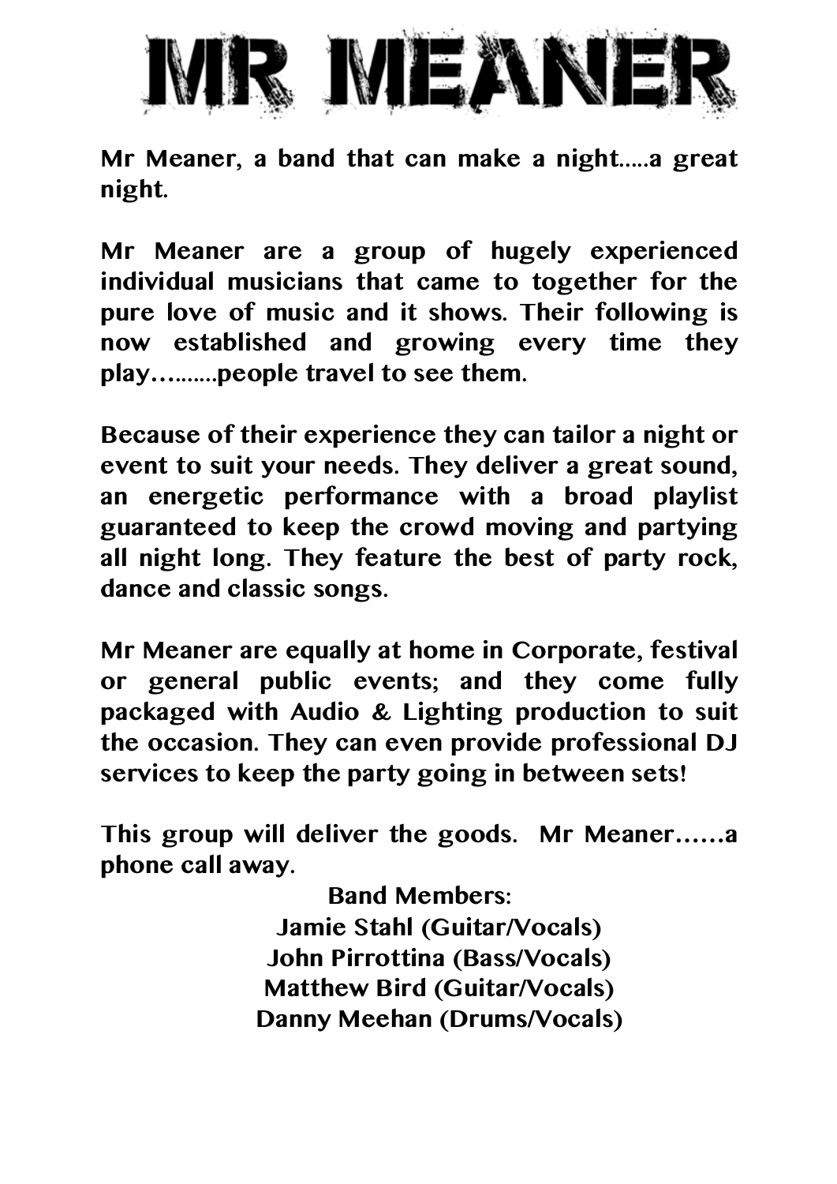# MR MEANER

**Mr Meaner, a band that can make a night.....a great night.**

**Mr Meaner are a group of hugely experienced individual musicians that came to together for the pure love of music and it shows. Their following is now established and growing every time they play……...people travel to see them.**

**Because of their experience they can tailor a night or event to suit your needs. They deliver a great sound, an energetic performance with a broad playlist guaranteed to keep the crowd moving and partying all night long. They feature the best of party rock, dance and classic songs.**

**Mr Meaner are equally at home in Corporate, festival or general public events; and they come fully packaged with Audio & Lighting production to suit the occasion. They can even provide professional DJ services to keep the party going in between sets!**

**This group will deliver the goods. Mr Meaner……a phone call away.**

**Band Members:**
**Jamie Stahl (Guitar/Vocals)**
**John Pirrottina (Bass/Vocals)**
**Matthew Bird (Guitar/Vocals)**
**Danny Meehan (Drums/Vocals)**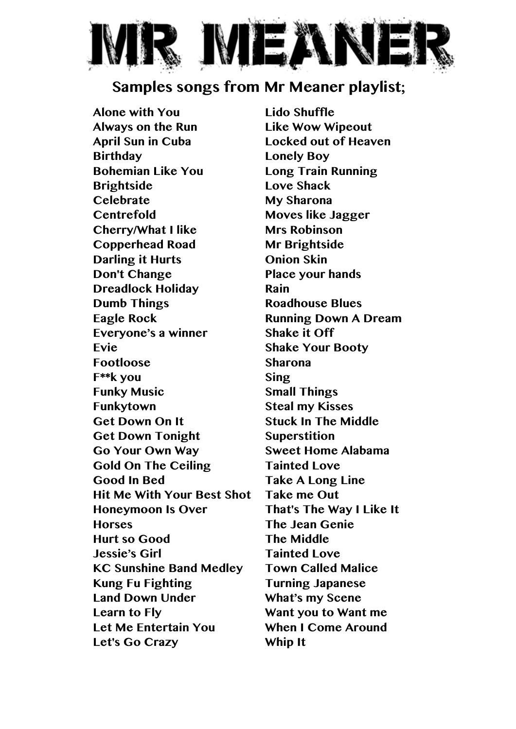# MR MEANER

## Samples songs from Mr Meaner playlist;

- Alone with You
- Always on the Run
- April Sun in Cuba
- Birthday
- Bohemian Like You
- Brightside
- Celebrate
- Centrefold
- Cherry/What I like
- Copperhead Road
- Darling it Hurts
- Don't Change
- Dreadlock Holiday
- Dumb Things
- Eagle Rock
- Everyone's a winner
- Evie
- Footloose
- F**k you
- Funky Music
- Funkytown
- Get Down On It
- Get Down Tonight
- Go Your Own Way
- Gold On The Ceiling
- Good In Bed
- Hit Me With Your Best Shot
- Honeymoon Is Over
- Horses
- Hurt so Good
- Jessie's Girl
- KC Sunshine Band Medley
- Kung Fu Fighting
- Land Down Under
- Learn to Fly
- Let Me Entertain You
- Let's Go Crazy
- Lido Shuffle
- Like Wow Wipeout
- Locked out of Heaven
- Lonely Boy
- Long Train Running
- Love Shack
- My Sharona
- Moves like Jagger
- Mrs Robinson
- Mr Brightside
- Onion Skin
- Place your hands
- Rain
- Roadhouse Blues
- Running Down A Dream
- Shake it Off
- Shake Your Booty
- Sharona
- Sing
- Small Things
- Steal my Kisses
- Stuck In The Middle
- Superstition
- Sweet Home Alabama
- Tainted Love
- Take A Long Line
- Take me Out
- That's The Way I Like It
- The Jean Genie
- The Middle
- Tainted Love
- Town Called Malice
- Turning Japanese
- What's my Scene
- Want you to Want me
- When I Come Around
- Whip It